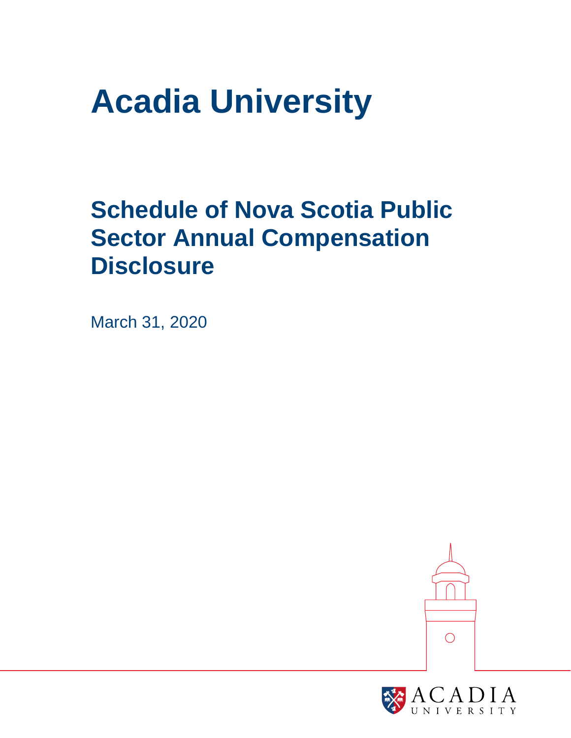# Acadia University

## Schedule of Nova Scotia Public Sector Annual Compensation Disclosure

March 31, 2020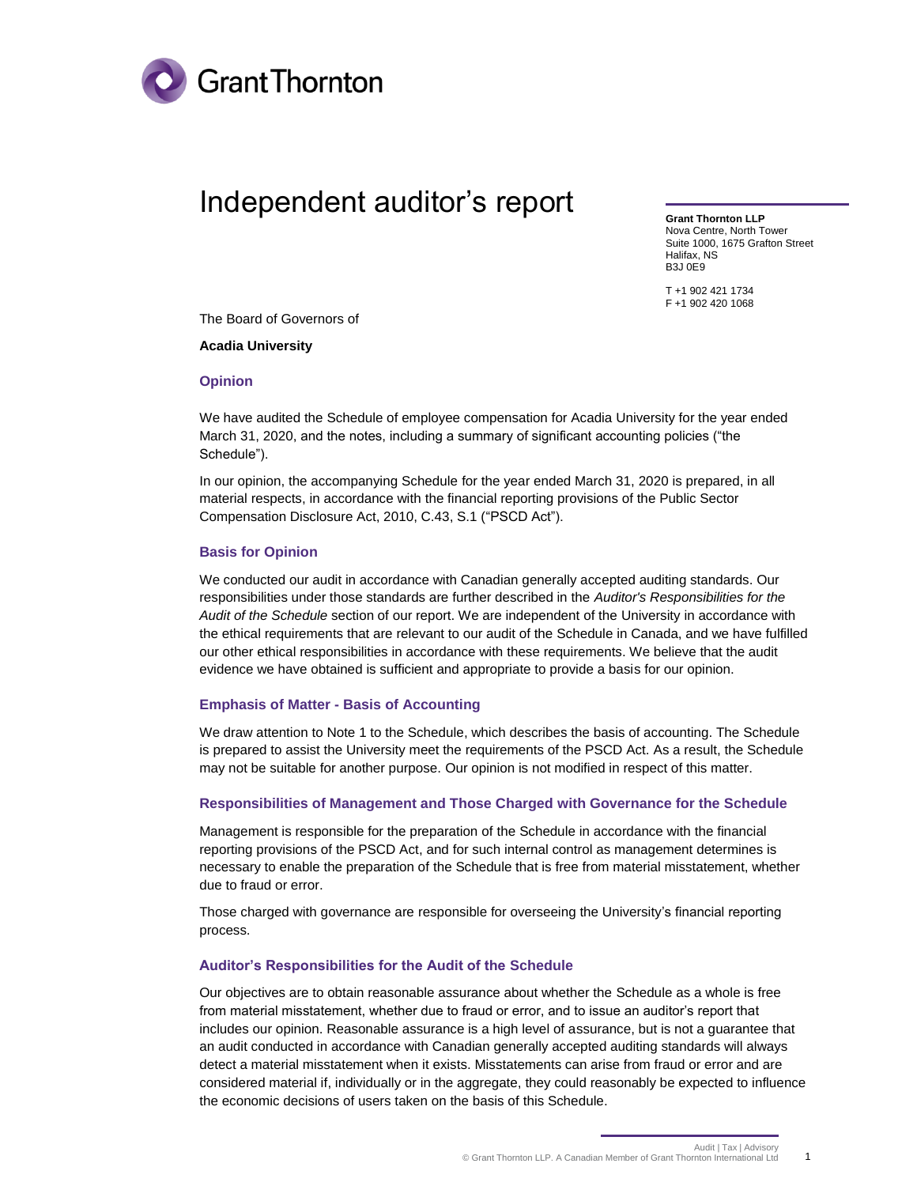Grant Thornton

# Independent auditor's report

**Grant Thornton LLP**
Nova Centre, North Tower
Suite 1000, 1675 Grafton Street
Halifax, NS
B3J 0E9

T +1 902 421 1734
F +1 902 420 1068

The Board of Governors of

**Acadia University**

## Opinion

We have audited the Schedule of employee compensation for Acadia University for the year ended March 31, 2020, and the notes, including a summary of significant accounting policies ("the Schedule").

In our opinion, the accompanying Schedule for the year ended March 31, 2020 is prepared, in all material respects, in accordance with the financial reporting provisions of the Public Sector Compensation Disclosure Act, 2010, C.43, S.1 ("PSCD Act").

## Basis for Opinion

We conducted our audit in accordance with Canadian generally accepted auditing standards. Our responsibilities under those standards are further described in the *Auditor's Responsibilities for the Audit of the Schedule* section of our report. We are independent of the University in accordance with the ethical requirements that are relevant to our audit of the Schedule in Canada, and we have fulfilled our other ethical responsibilities in accordance with these requirements. We believe that the audit evidence we have obtained is sufficient and appropriate to provide a basis for our opinion.

## Emphasis of Matter - Basis of Accounting

We draw attention to Note 1 to the Schedule, which describes the basis of accounting. The Schedule is prepared to assist the University meet the requirements of the PSCD Act. As a result, the Schedule may not be suitable for another purpose. Our opinion is not modified in respect of this matter.

## Responsibilities of Management and Those Charged with Governance for the Schedule

Management is responsible for the preparation of the Schedule in accordance with the financial reporting provisions of the PSCD Act, and for such internal control as management determines is necessary to enable the preparation of the Schedule that is free from material misstatement, whether due to fraud or error.

Those charged with governance are responsible for overseeing the University's financial reporting process.

## Auditor's Responsibilities for the Audit of the Schedule

Our objectives are to obtain reasonable assurance about whether the Schedule as a whole is free from material misstatement, whether due to fraud or error, and to issue an auditor's report that includes our opinion. Reasonable assurance is a high level of assurance, but is not a guarantee that an audit conducted in accordance with Canadian generally accepted auditing standards will always detect a material misstatement when it exists. Misstatements can arise from fraud or error and are considered material if, individually or in the aggregate, they could reasonably be expected to influence the economic decisions of users taken on the basis of this Schedule.

Audit | Tax | Advisory
© Grant Thornton LLP. A Canadian Member of Grant Thornton International Ltd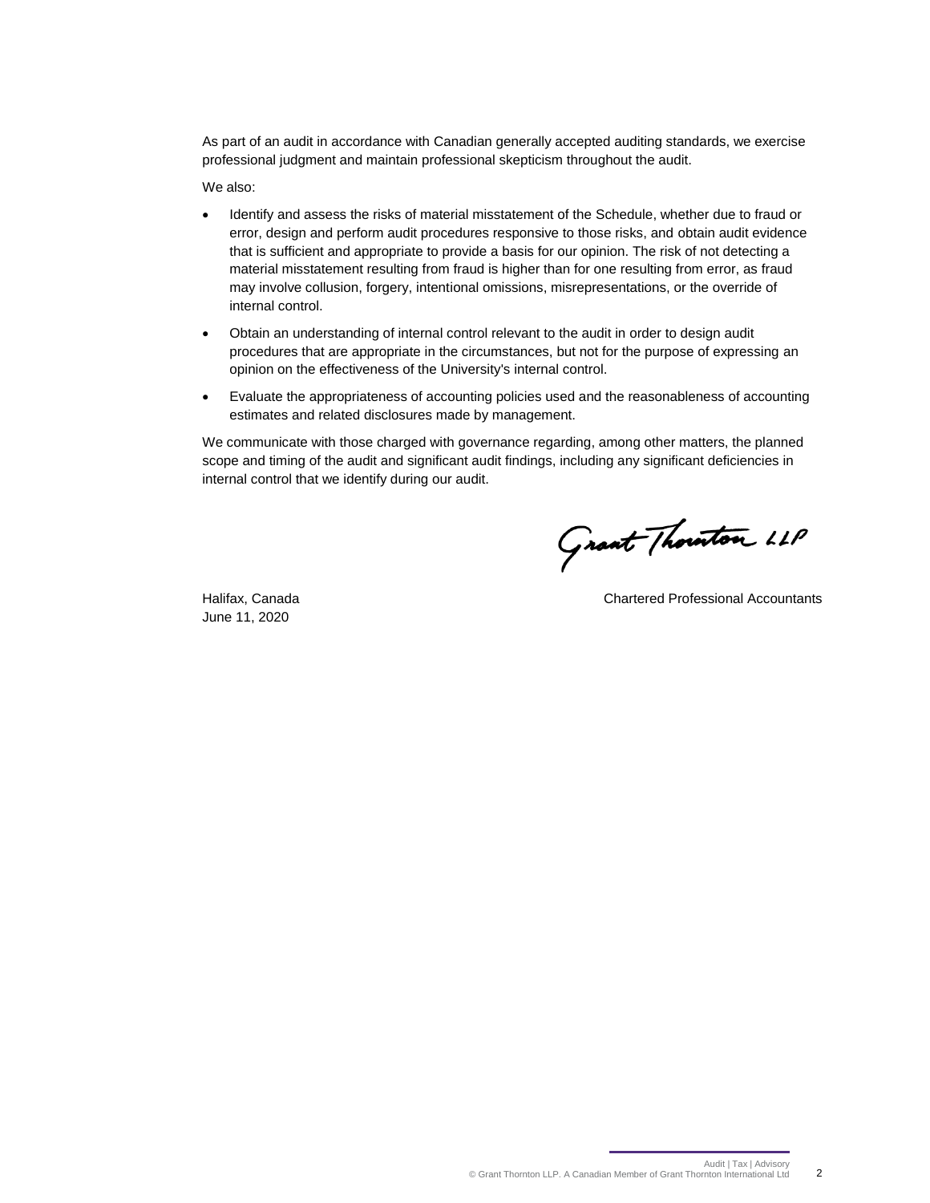As part of an audit in accordance with Canadian generally accepted auditing standards, we exercise professional judgment and maintain professional skepticism throughout the audit.

We also:

- Identify and assess the risks of material misstatement of the Schedule, whether due to fraud or error, design and perform audit procedures responsive to those risks, and obtain audit evidence that is sufficient and appropriate to provide a basis for our opinion. The risk of not detecting a material misstatement resulting from fraud is higher than for one resulting from error, as fraud may involve collusion, forgery, intentional omissions, misrepresentations, or the override of internal control.
- Obtain an understanding of internal control relevant to the audit in order to design audit procedures that are appropriate in the circumstances, but not for the purpose of expressing an opinion on the effectiveness of the University's internal control.
- Evaluate the appropriateness of accounting policies used and the reasonableness of accounting estimates and related disclosures made by management.

We communicate with those charged with governance regarding, among other matters, the planned scope and timing of the audit and significant audit findings, including any significant deficiencies in internal control that we identify during our audit.

Grant Thornton LLP

Halifax, Canada
June 11, 2020

Chartered Professional Accountants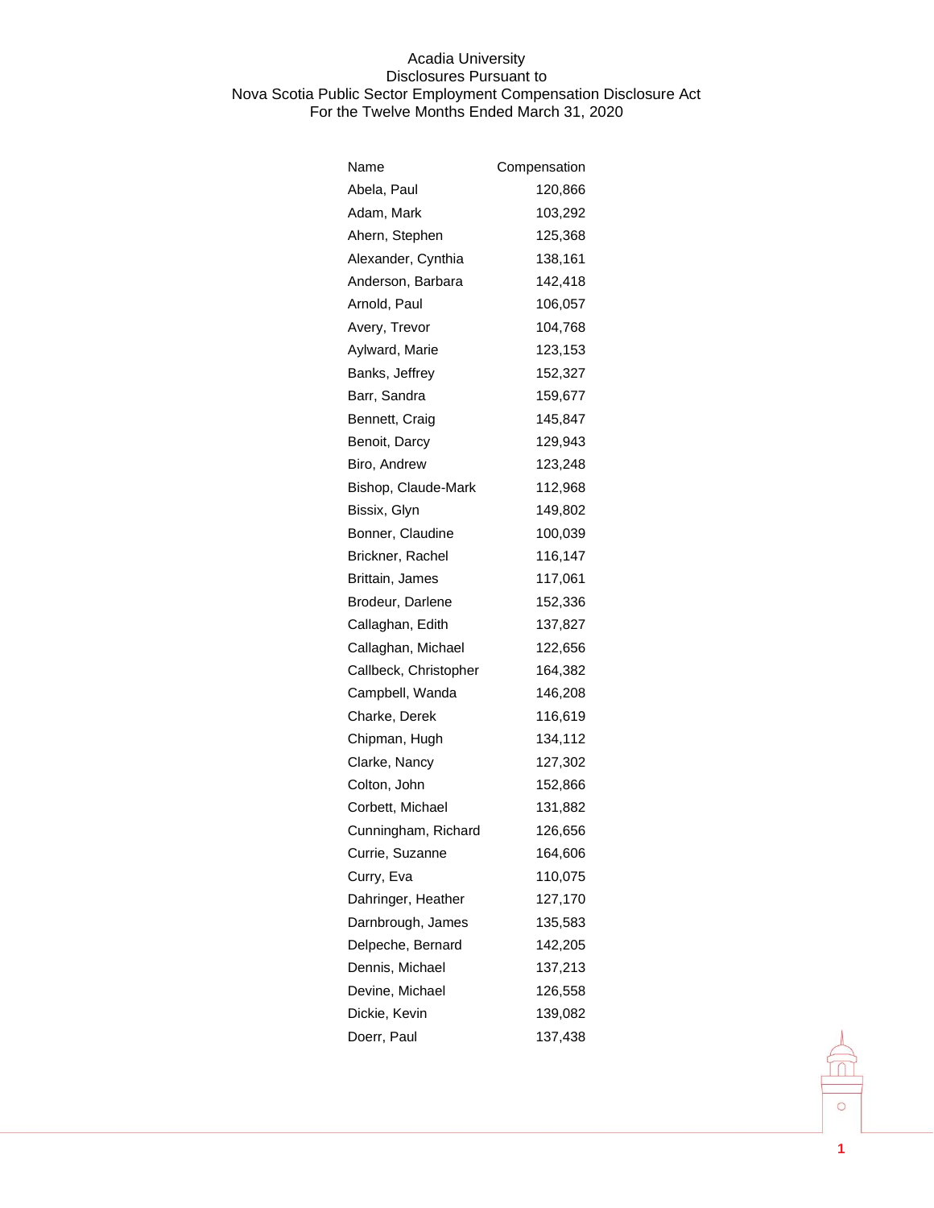Acadia University
Disclosures Pursuant to
Nova Scotia Public Sector Employment Compensation Disclosure Act
For the Twelve Months Ended March 31, 2020

| Name | Compensation |
|---|---:|
| Abela, Paul | 120,866 |
| Adam, Mark | 103,292 |
| Ahern, Stephen | 125,368 |
| Alexander, Cynthia | 138,161 |
| Anderson, Barbara | 142,418 |
| Arnold, Paul | 106,057 |
| Avery, Trevor | 104,768 |
| Aylward, Marie | 123,153 |
| Banks, Jeffrey | 152,327 |
| Barr, Sandra | 159,677 |
| Bennett, Craig | 145,847 |
| Benoit, Darcy | 129,943 |
| Biro, Andrew | 123,248 |
| Bishop, Claude-Mark | 112,968 |
| Bissix, Glyn | 149,802 |
| Bonner, Claudine | 100,039 |
| Brickner, Rachel | 116,147 |
| Brittain, James | 117,061 |
| Brodeur, Darlene | 152,336 |
| Callaghan, Edith | 137,827 |
| Callaghan, Michael | 122,656 |
| Callbeck, Christopher | 164,382 |
| Campbell, Wanda | 146,208 |
| Charke, Derek | 116,619 |
| Chipman, Hugh | 134,112 |
| Clarke, Nancy | 127,302 |
| Colton, John | 152,866 |
| Corbett, Michael | 131,882 |
| Cunningham, Richard | 126,656 |
| Currie, Suzanne | 164,606 |
| Curry, Eva | 110,075 |
| Dahringer, Heather | 127,170 |
| Darnbrough, James | 135,583 |
| Delpeche, Bernard | 142,205 |
| Dennis, Michael | 137,213 |
| Devine, Michael | 126,558 |
| Dickie, Kevin | 139,082 |
| Doerr, Paul | 137,438 |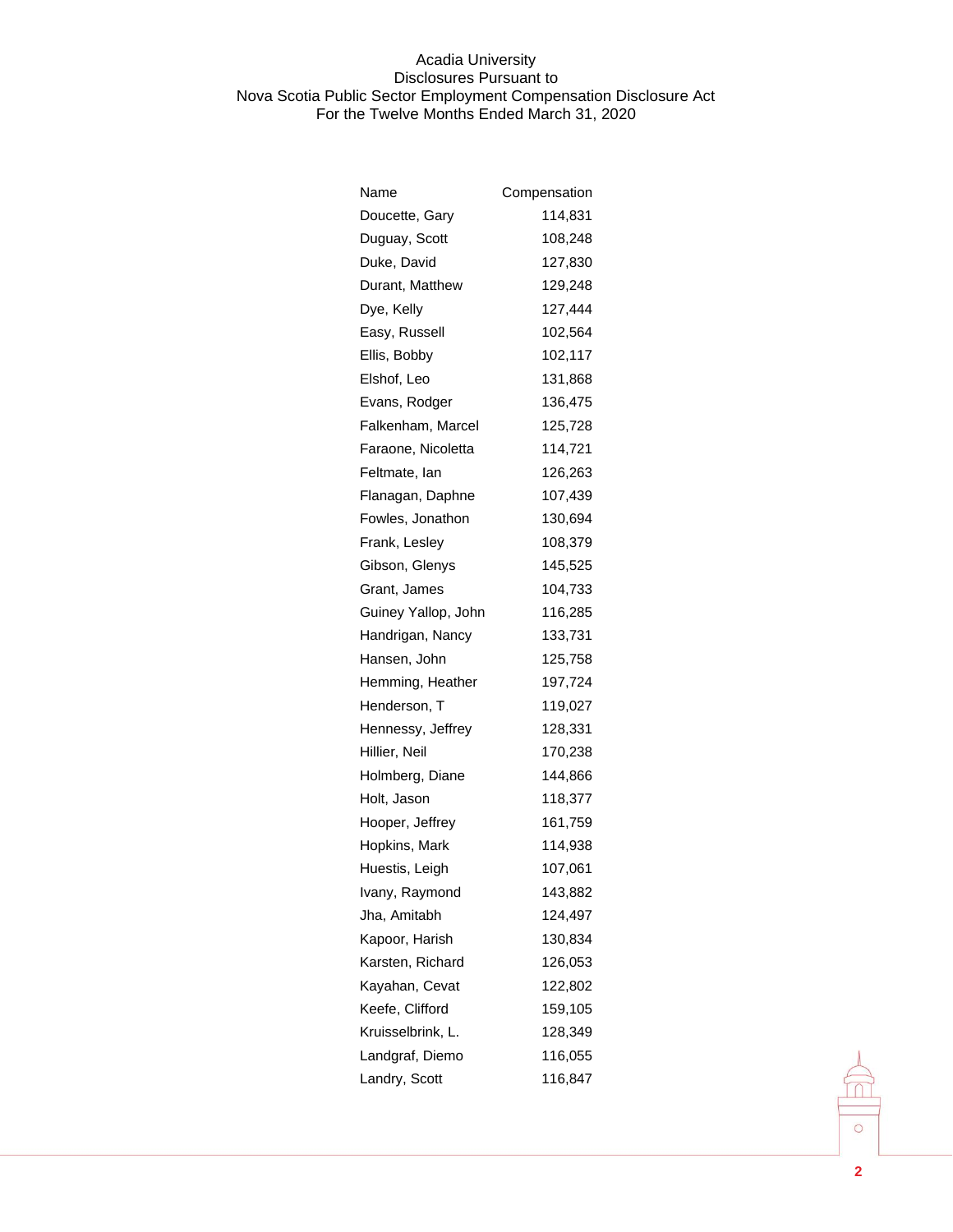Acadia University
Disclosures Pursuant to
Nova Scotia Public Sector Employment Compensation Disclosure Act
For the Twelve Months Ended March 31, 2020

| Name | Compensation |
| --- | --- |
| Doucette, Gary | 114,831 |
| Duguay, Scott | 108,248 |
| Duke, David | 127,830 |
| Durant, Matthew | 129,248 |
| Dye, Kelly | 127,444 |
| Easy, Russell | 102,564 |
| Ellis, Bobby | 102,117 |
| Elshof, Leo | 131,868 |
| Evans, Rodger | 136,475 |
| Falkenham, Marcel | 125,728 |
| Faraone, Nicoletta | 114,721 |
| Feltmate, Ian | 126,263 |
| Flanagan, Daphne | 107,439 |
| Fowles, Jonathon | 130,694 |
| Frank, Lesley | 108,379 |
| Gibson, Glenys | 145,525 |
| Grant, James | 104,733 |
| Guiney Yallop, John | 116,285 |
| Handrigan, Nancy | 133,731 |
| Hansen, John | 125,758 |
| Hemming, Heather | 197,724 |
| Henderson, T | 119,027 |
| Hennessy, Jeffrey | 128,331 |
| Hillier, Neil | 170,238 |
| Holmberg, Diane | 144,866 |
| Holt, Jason | 118,377 |
| Hooper, Jeffrey | 161,759 |
| Hopkins, Mark | 114,938 |
| Huestis, Leigh | 107,061 |
| Ivany, Raymond | 143,882 |
| Jha, Amitabh | 124,497 |
| Kapoor, Harish | 130,834 |
| Karsten, Richard | 126,053 |
| Kayahan, Cevat | 122,802 |
| Keefe, Clifford | 159,105 |
| Kruisselbrink, L. | 128,349 |
| Landgraf, Diemo | 116,055 |
| Landry, Scott | 116,847 |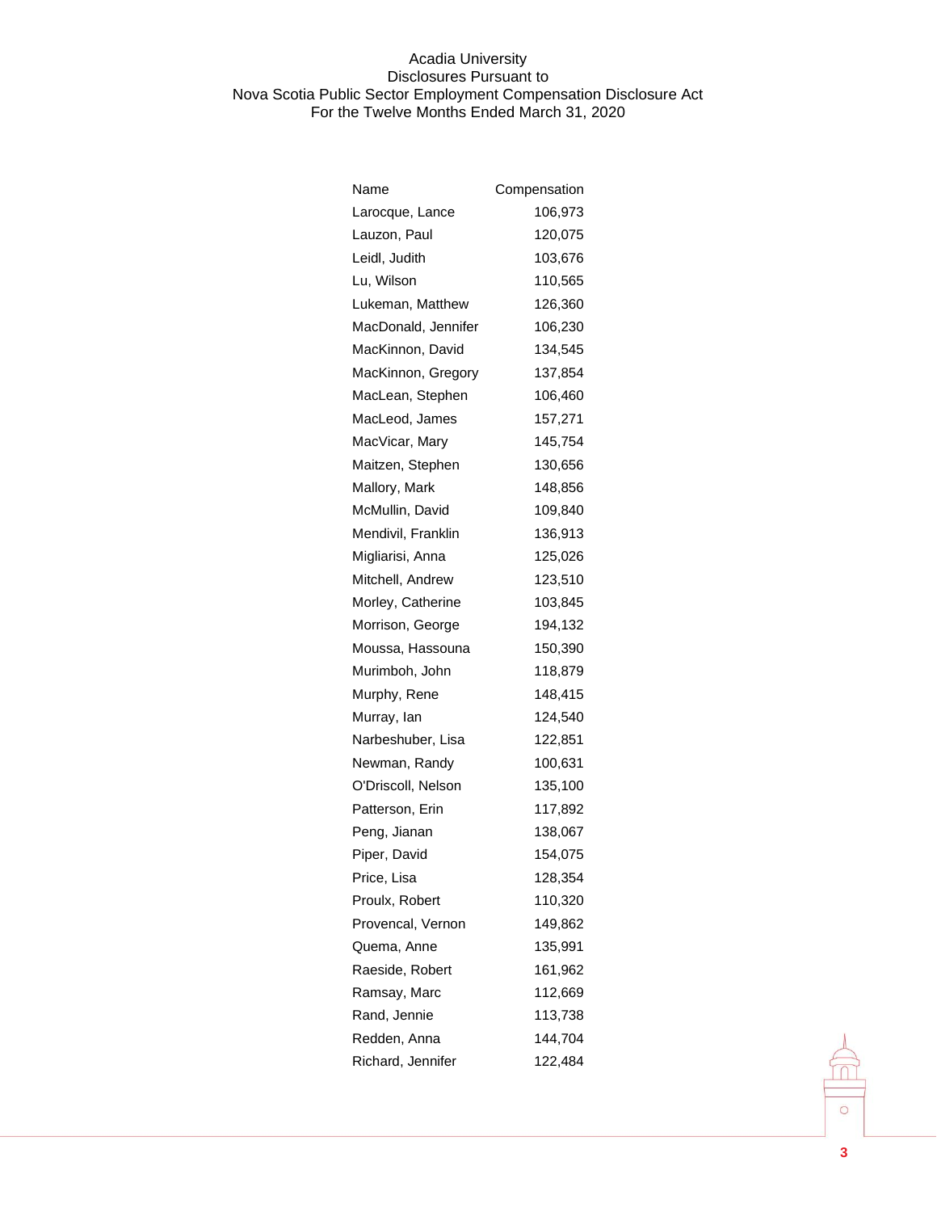Acadia University
Disclosures Pursuant to
Nova Scotia Public Sector Employment Compensation Disclosure Act
For the Twelve Months Ended March 31, 2020

| Name | Compensation |
| --- | --- |
| Larocque, Lance | 106,973 |
| Lauzon, Paul | 120,075 |
| Leidl, Judith | 103,676 |
| Lu, Wilson | 110,565 |
| Lukeman, Matthew | 126,360 |
| MacDonald, Jennifer | 106,230 |
| MacKinnon, David | 134,545 |
| MacKinnon, Gregory | 137,854 |
| MacLean, Stephen | 106,460 |
| MacLeod, James | 157,271 |
| MacVicar, Mary | 145,754 |
| Maitzen, Stephen | 130,656 |
| Mallory, Mark | 148,856 |
| McMullin, David | 109,840 |
| Mendivil, Franklin | 136,913 |
| Migliarisi, Anna | 125,026 |
| Mitchell, Andrew | 123,510 |
| Morley, Catherine | 103,845 |
| Morrison, George | 194,132 |
| Moussa, Hassouna | 150,390 |
| Murimboh, John | 118,879 |
| Murphy, Rene | 148,415 |
| Murray, Ian | 124,540 |
| Narbeshuber, Lisa | 122,851 |
| Newman, Randy | 100,631 |
| O'Driscoll, Nelson | 135,100 |
| Patterson, Erin | 117,892 |
| Peng, Jianan | 138,067 |
| Piper, David | 154,075 |
| Price, Lisa | 128,354 |
| Proulx, Robert | 110,320 |
| Provencal, Vernon | 149,862 |
| Quema, Anne | 135,991 |
| Raeside, Robert | 161,962 |
| Ramsay, Marc | 112,669 |
| Rand, Jennie | 113,738 |
| Redden, Anna | 144,704 |
| Richard, Jennifer | 122,484 |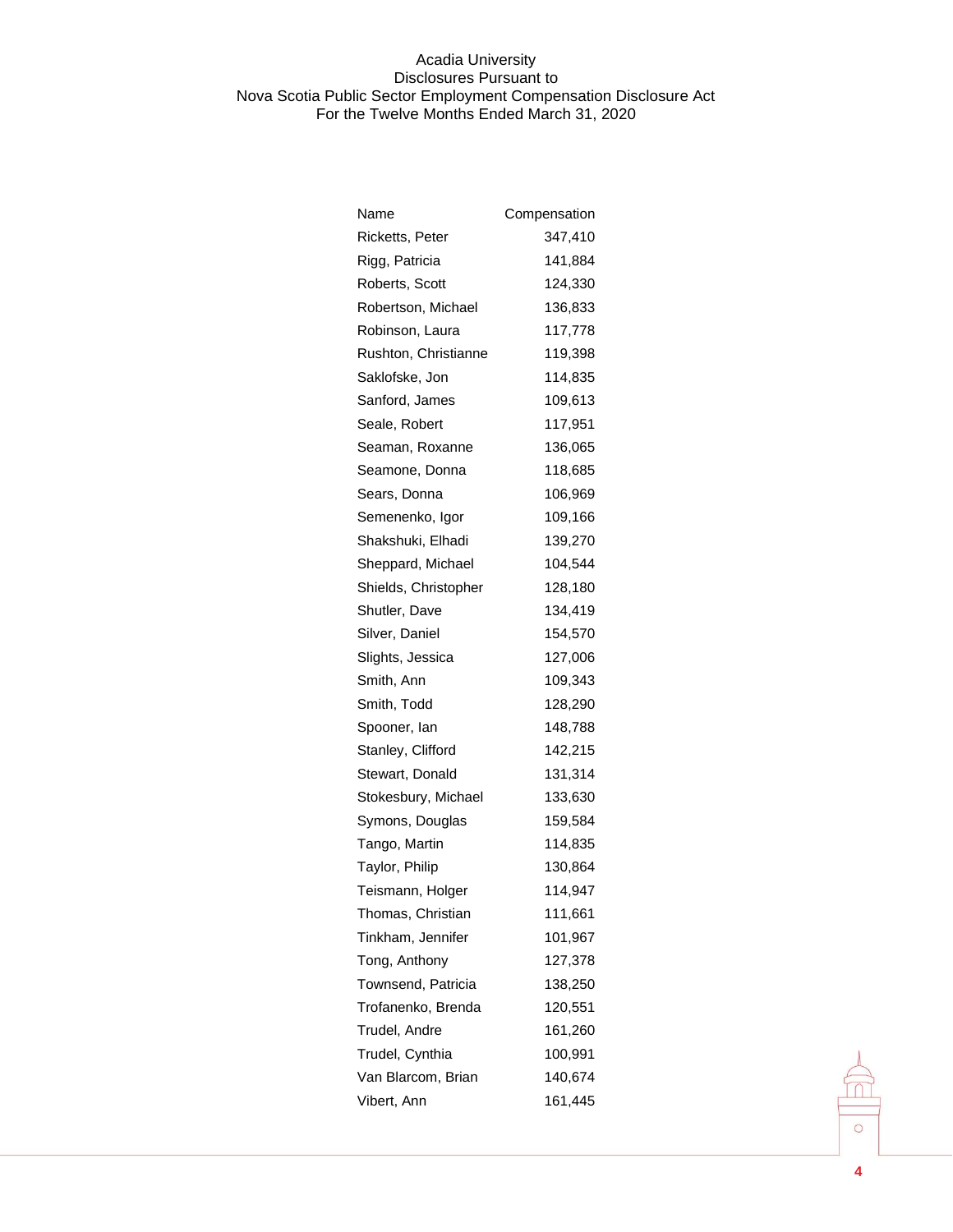Acadia University
Disclosures Pursuant to
Nova Scotia Public Sector Employment Compensation Disclosure Act
For the Twelve Months Ended March 31, 2020

| Name | Compensation |
| --- | ---: |
| Ricketts, Peter | 347,410 |
| Rigg, Patricia | 141,884 |
| Roberts, Scott | 124,330 |
| Robertson, Michael | 136,833 |
| Robinson, Laura | 117,778 |
| Rushton, Christianne | 119,398 |
| Saklofske, Jon | 114,835 |
| Sanford, James | 109,613 |
| Seale, Robert | 117,951 |
| Seaman, Roxanne | 136,065 |
| Seamone, Donna | 118,685 |
| Sears, Donna | 106,969 |
| Semenenko, Igor | 109,166 |
| Shakshuki, Elhadi | 139,270 |
| Sheppard, Michael | 104,544 |
| Shields, Christopher | 128,180 |
| Shutler, Dave | 134,419 |
| Silver, Daniel | 154,570 |
| Slights, Jessica | 127,006 |
| Smith, Ann | 109,343 |
| Smith, Todd | 128,290 |
| Spooner, Ian | 148,788 |
| Stanley, Clifford | 142,215 |
| Stewart, Donald | 131,314 |
| Stokesbury, Michael | 133,630 |
| Symons, Douglas | 159,584 |
| Tango, Martin | 114,835 |
| Taylor, Philip | 130,864 |
| Teismann, Holger | 114,947 |
| Thomas, Christian | 111,661 |
| Tinkham, Jennifer | 101,967 |
| Tong, Anthony | 127,378 |
| Townsend, Patricia | 138,250 |
| Trofanenko, Brenda | 120,551 |
| Trudel, Andre | 161,260 |
| Trudel, Cynthia | 100,991 |
| Van Blarcom, Brian | 140,674 |
| Vibert, Ann | 161,445 |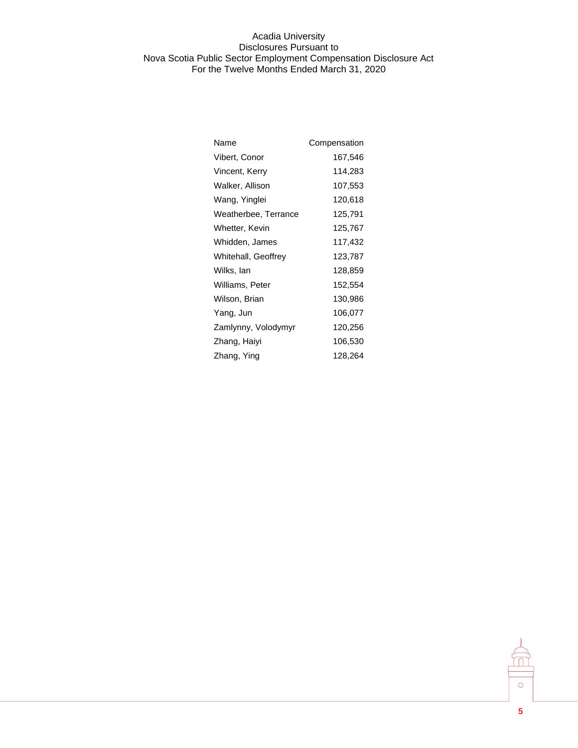Acadia University
Disclosures Pursuant to
Nova Scotia Public Sector Employment Compensation Disclosure Act
For the Twelve Months Ended March 31, 2020

| Name | Compensation |
| --- | --- |
| Vibert, Conor | 167,546 |
| Vincent, Kerry | 114,283 |
| Walker, Allison | 107,553 |
| Wang, Yinglei | 120,618 |
| Weatherbee, Terrance | 125,791 |
| Whetter, Kevin | 125,767 |
| Whidden, James | 117,432 |
| Whitehall, Geoffrey | 123,787 |
| Wilks, Ian | 128,859 |
| Williams, Peter | 152,554 |
| Wilson, Brian | 130,986 |
| Yang, Jun | 106,077 |
| Zamlynny, Volodymyr | 120,256 |
| Zhang, Haiyi | 106,530 |
| Zhang, Ying | 128,264 |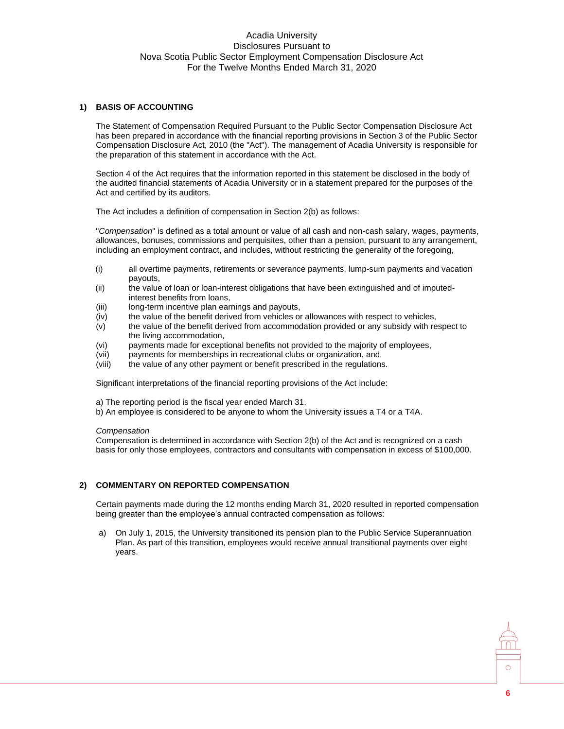Acadia University
Disclosures Pursuant to
Nova Scotia Public Sector Employment Compensation Disclosure Act
For the Twelve Months Ended March 31, 2020

## 1) BASIS OF ACCOUNTING

The Statement of Compensation Required Pursuant to the Public Sector Compensation Disclosure Act has been prepared in accordance with the financial reporting provisions in Section 3 of the Public Sector Compensation Disclosure Act, 2010 (the "Act"). The management of Acadia University is responsible for the preparation of this statement in accordance with the Act.

Section 4 of the Act requires that the information reported in this statement be disclosed in the body of the audited financial statements of Acadia University or in a statement prepared for the purposes of the Act and certified by its auditors.

The Act includes a definition of compensation in Section 2(b) as follows:

"*Compensation*" is defined as a total amount or value of all cash and non-cash salary, wages, payments, allowances, bonuses, commissions and perquisites, other than a pension, pursuant to any arrangement, including an employment contract, and includes, without restricting the generality of the foregoing,

- (i) all overtime payments, retirements or severance payments, lump-sum payments and vacation payouts,
- (ii) the value of loan or loan-interest obligations that have been extinguished and of imputed-interest benefits from loans,
- (iii) long-term incentive plan earnings and payouts,
- (iv) the value of the benefit derived from vehicles or allowances with respect to vehicles,
- (v) the value of the benefit derived from accommodation provided or any subsidy with respect to the living accommodation,
- (vi) payments made for exceptional benefits not provided to the majority of employees,
- (vii) payments for memberships in recreational clubs or organization, and
- (viii) the value of any other payment or benefit prescribed in the regulations.

Significant interpretations of the financial reporting provisions of the Act include:

a) The reporting period is the fiscal year ended March 31.
b) An employee is considered to be anyone to whom the University issues a T4 or a T4A.

*Compensation*
Compensation is determined in accordance with Section 2(b) of the Act and is recognized on a cash basis for only those employees, contractors and consultants with compensation in excess of $100,000.

## 2) COMMENTARY ON REPORTED COMPENSATION

Certain payments made during the 12 months ending March 31, 2020 resulted in reported compensation being greater than the employee's annual contracted compensation as follows:

a) On July 1, 2015, the University transitioned its pension plan to the Public Service Superannuation Plan. As part of this transition, employees would receive annual transitional payments over eight years.